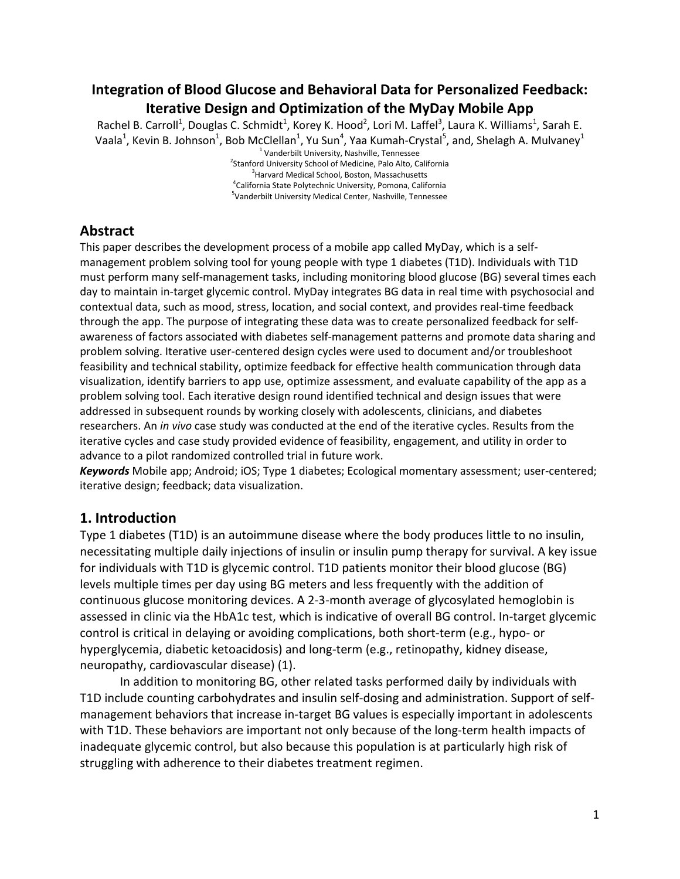# Integration of Blood Glucose and Behavioral Data for Personalized Feedback: Iterative Design and Optimization of the MyDay Mobile App

Rachel B. Carroll[1], Douglas C. Schmidt[1], Korey K. Hood[2], Lori M. Laffel[3], Laura K. Williams[1], Sarah E. Vaala[1], Kevin B. Johnson[1], Bob McClellan[1], Yu Sun[4], Yaa Kumah-Crystal[5], and, Shelagh A. Mulvaney[1]

[1] Vanderbilt University, Nashville, Tennessee
[2] Stanford University School of Medicine, Palo Alto, California
[3] Harvard Medical School, Boston, Massachusetts
[4] California State Polytechnic University, Pomona, California
[5] Vanderbilt University Medical Center, Nashville, Tennessee

## Abstract

This paper describes the development process of a mobile app called MyDay, which is a self-management problem solving tool for young people with type 1 diabetes (T1D). Individuals with T1D must perform many self-management tasks, including monitoring blood glucose (BG) several times each day to maintain in-target glycemic control. MyDay integrates BG data in real time with psychosocial and contextual data, such as mood, stress, location, and social context, and provides real-time feedback through the app. The purpose of integrating these data was to create personalized feedback for self-awareness of factors associated with diabetes self-management patterns and promote data sharing and problem solving. Iterative user-centered design cycles were used to document and/or troubleshoot feasibility and technical stability, optimize feedback for effective health communication through data visualization, identify barriers to app use, optimize assessment, and evaluate capability of the app as a problem solving tool. Each iterative design round identified technical and design issues that were addressed in subsequent rounds by working closely with adolescents, clinicians, and diabetes researchers. An *in vivo* case study was conducted at the end of the iterative cycles. Results from the iterative cycles and case study provided evidence of feasibility, engagement, and utility in order to advance to a pilot randomized controlled trial in future work.

***Keywords*** Mobile app; Android; iOS; Type 1 diabetes; Ecological momentary assessment; user-centered; iterative design; feedback; data visualization.

## 1. Introduction

Type 1 diabetes (T1D) is an autoimmune disease where the body produces little to no insulin, necessitating multiple daily injections of insulin or insulin pump therapy for survival. A key issue for individuals with T1D is glycemic control. T1D patients monitor their blood glucose (BG) levels multiple times per day using BG meters and less frequently with the addition of continuous glucose monitoring devices. A 2-3-month average of glycosylated hemoglobin is assessed in clinic via the HbA1c test, which is indicative of overall BG control. In-target glycemic control is critical in delaying or avoiding complications, both short-term (e.g., hypo- or hyperglycemia, diabetic ketoacidosis) and long-term (e.g., retinopathy, kidney disease, neuropathy, cardiovascular disease) (1).

In addition to monitoring BG, other related tasks performed daily by individuals with T1D include counting carbohydrates and insulin self-dosing and administration. Support of self-management behaviors that increase in-target BG values is especially important in adolescents with T1D. These behaviors are important not only because of the long-term health impacts of inadequate glycemic control, but also because this population is at particularly high risk of struggling with adherence to their diabetes treatment regimen.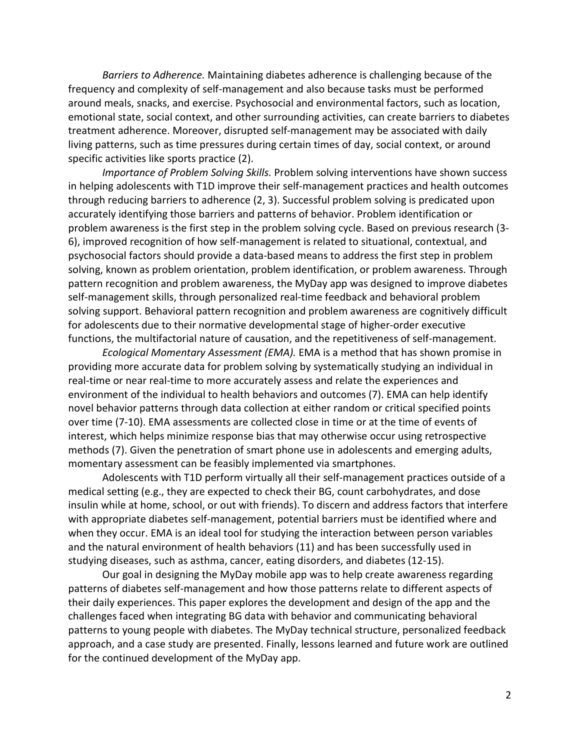*Barriers to Adherence.* Maintaining diabetes adherence is challenging because of the frequency and complexity of self-management and also because tasks must be performed around meals, snacks, and exercise. Psychosocial and environmental factors, such as location, emotional state, social context, and other surrounding activities, can create barriers to diabetes treatment adherence. Moreover, disrupted self-management may be associated with daily living patterns, such as time pressures during certain times of day, social context, or around specific activities like sports practice (2).

*Importance of Problem Solving Skills.* Problem solving interventions have shown success in helping adolescents with T1D improve their self-management practices and health outcomes through reducing barriers to adherence (2, 3). Successful problem solving is predicated upon accurately identifying those barriers and patterns of behavior. Problem identification or problem awareness is the first step in the problem solving cycle. Based on previous research (3-6), improved recognition of how self-management is related to situational, contextual, and psychosocial factors should provide a data-based means to address the first step in problem solving, known as problem orientation, problem identification, or problem awareness. Through pattern recognition and problem awareness, the MyDay app was designed to improve diabetes self-management skills, through personalized real-time feedback and behavioral problem solving support. Behavioral pattern recognition and problem awareness are cognitively difficult for adolescents due to their normative developmental stage of higher-order executive functions, the multifactorial nature of causation, and the repetitiveness of self-management.

*Ecological Momentary Assessment (EMA).* EMA is a method that has shown promise in providing more accurate data for problem solving by systematically studying an individual in real-time or near real-time to more accurately assess and relate the experiences and environment of the individual to health behaviors and outcomes (7). EMA can help identify novel behavior patterns through data collection at either random or critical specified points over time (7-10). EMA assessments are collected close in time or at the time of events of interest, which helps minimize response bias that may otherwise occur using retrospective methods (7). Given the penetration of smart phone use in adolescents and emerging adults, momentary assessment can be feasibly implemented via smartphones.

Adolescents with T1D perform virtually all their self-management practices outside of a medical setting (e.g., they are expected to check their BG, count carbohydrates, and dose insulin while at home, school, or out with friends). To discern and address factors that interfere with appropriate diabetes self-management, potential barriers must be identified where and when they occur. EMA is an ideal tool for studying the interaction between person variables and the natural environment of health behaviors (11) and has been successfully used in studying diseases, such as asthma, cancer, eating disorders, and diabetes (12-15).

Our goal in designing the MyDay mobile app was to help create awareness regarding patterns of diabetes self-management and how those patterns relate to different aspects of their daily experiences. This paper explores the development and design of the app and the challenges faced when integrating BG data with behavior and communicating behavioral patterns to young people with diabetes. The MyDay technical structure, personalized feedback approach, and a case study are presented. Finally, lessons learned and future work are outlined for the continued development of the MyDay app.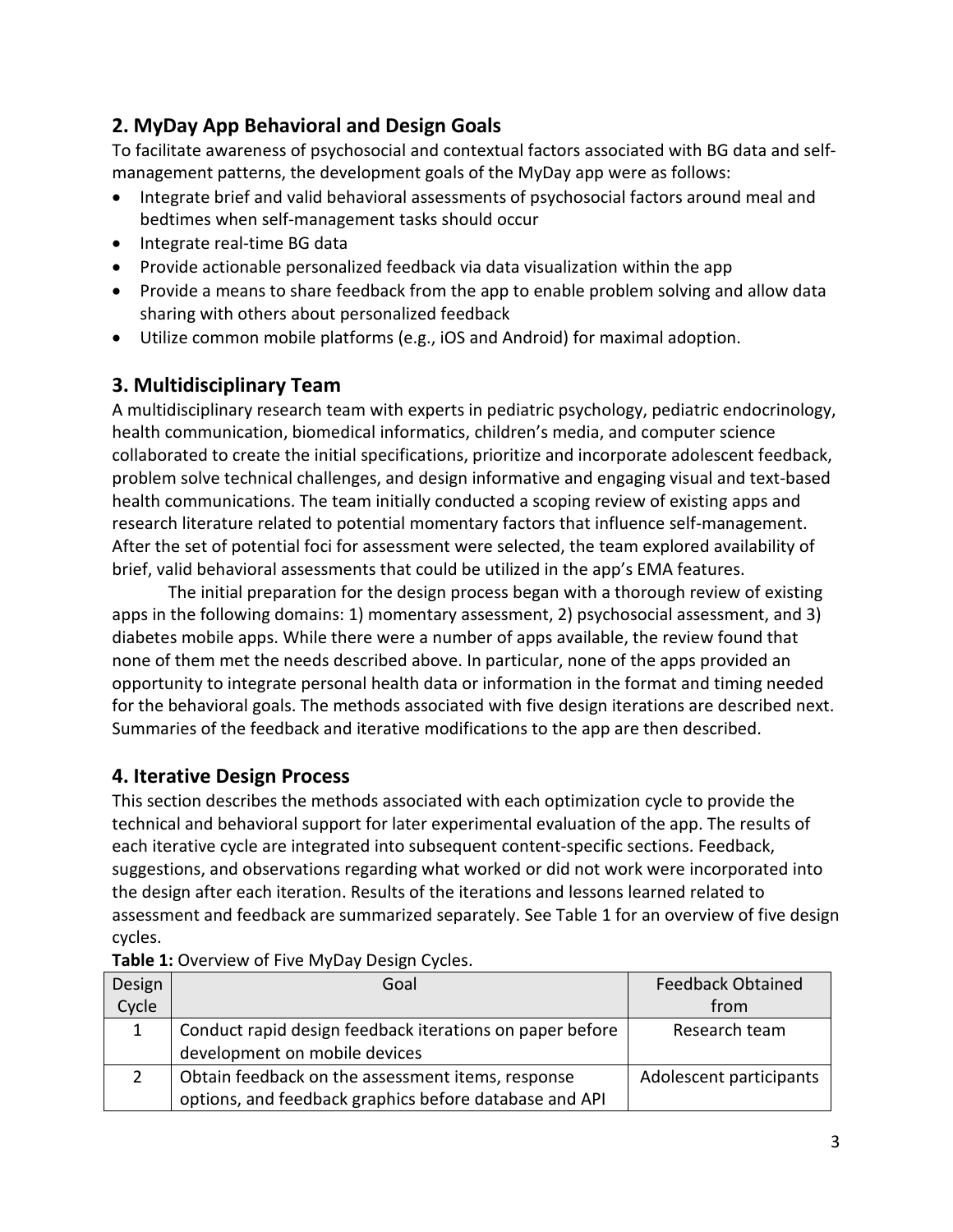## 2. MyDay App Behavioral and Design Goals

To facilitate awareness of psychosocial and contextual factors associated with BG data and self-management patterns, the development goals of the MyDay app were as follows:

- Integrate brief and valid behavioral assessments of psychosocial factors around meal and bedtimes when self-management tasks should occur
- Integrate real-time BG data
- Provide actionable personalized feedback via data visualization within the app
- Provide a means to share feedback from the app to enable problem solving and allow data sharing with others about personalized feedback
- Utilize common mobile platforms (e.g., iOS and Android) for maximal adoption.

## 3. Multidisciplinary Team

A multidisciplinary research team with experts in pediatric psychology, pediatric endocrinology, health communication, biomedical informatics, children's media, and computer science collaborated to create the initial specifications, prioritize and incorporate adolescent feedback, problem solve technical challenges, and design informative and engaging visual and text-based health communications. The team initially conducted a scoping review of existing apps and research literature related to potential momentary factors that influence self-management. After the set of potential foci for assessment were selected, the team explored availability of brief, valid behavioral assessments that could be utilized in the app's EMA features.

The initial preparation for the design process began with a thorough review of existing apps in the following domains: 1) momentary assessment, 2) psychosocial assessment, and 3) diabetes mobile apps. While there were a number of apps available, the review found that none of them met the needs described above. In particular, none of the apps provided an opportunity to integrate personal health data or information in the format and timing needed for the behavioral goals. The methods associated with five design iterations are described next. Summaries of the feedback and iterative modifications to the app are then described.

## 4. Iterative Design Process

This section describes the methods associated with each optimization cycle to provide the technical and behavioral support for later experimental evaluation of the app. The results of each iterative cycle are integrated into subsequent content-specific sections. Feedback, suggestions, and observations regarding what worked or did not work were incorporated into the design after each iteration. Results of the iterations and lessons learned related to assessment and feedback are summarized separately. See Table 1 for an overview of five design cycles.

**Table 1:** Overview of Five MyDay Design Cycles.

| Design Cycle | Goal | Feedback Obtained from |
|---|---|---|
| 1 | Conduct rapid design feedback iterations on paper before development on mobile devices | Research team |
| 2 | Obtain feedback on the assessment items, response options, and feedback graphics before database and API | Adolescent participants |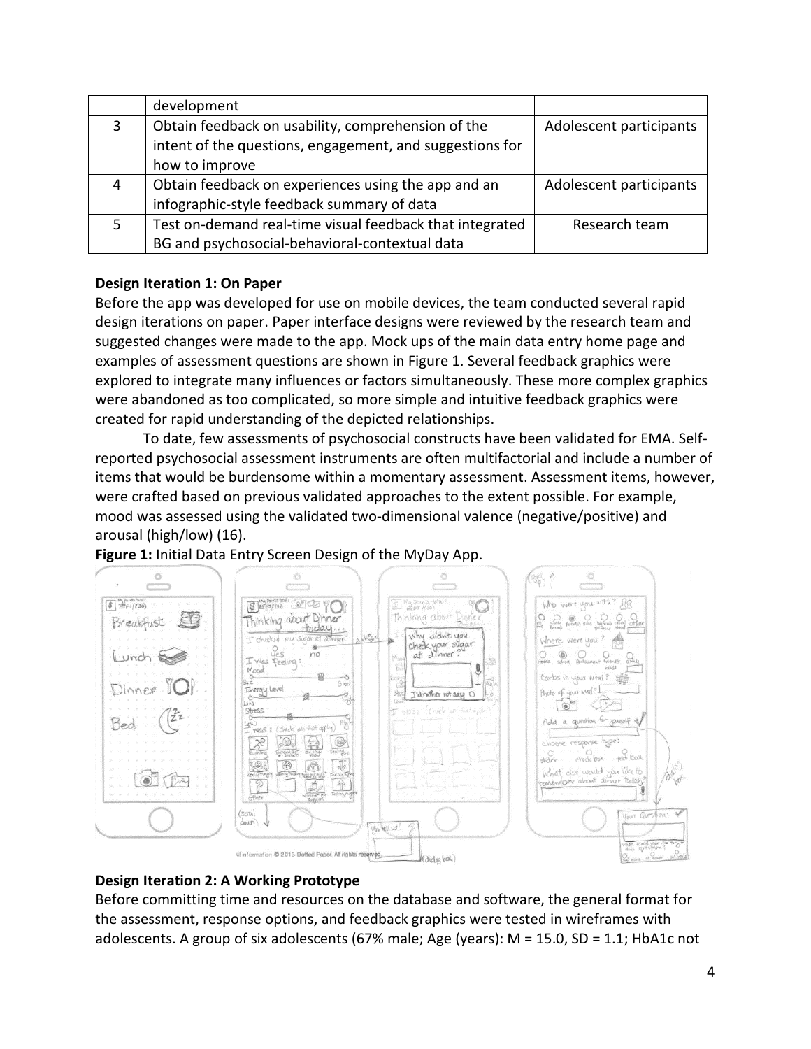| | | |
|---|---|---|
| | development | |
| 3 | Obtain feedback on usability, comprehension of the intent of the questions, engagement, and suggestions for how to improve | Adolescent participants |
| 4 | Obtain feedback on experiences using the app and an infographic-style feedback summary of data | Adolescent participants |
| 5 | Test on-demand real-time visual feedback that integrated BG and psychosocial-behavioral-contextual data | Research team |

**Design Iteration 1: On Paper**

Before the app was developed for use on mobile devices, the team conducted several rapid design iterations on paper. Paper interface designs were reviewed by the research team and suggested changes were made to the app. Mock ups of the main data entry home page and examples of assessment questions are shown in Figure 1. Several feedback graphics were explored to integrate many influences or factors simultaneously. These more complex graphics were abandoned as too complicated, so more simple and intuitive feedback graphics were created for rapid understanding of the depicted relationships.

To date, few assessments of psychosocial constructs have been validated for EMA. Self-reported psychosocial assessment instruments are often multifactorial and include a number of items that would be burdensome within a momentary assessment. Assessment items, however, were crafted based on previous validated approaches to the extent possible. For example, mood was assessed using the validated two-dimensional valence (negative/positive) and arousal (high/low) (16).

**Figure 1:** Initial Data Entry Screen Design of the MyDay App.

**Design Iteration 2: A Working Prototype**

Before committing time and resources on the database and software, the general format for the assessment, response options, and feedback graphics were tested in wireframes with adolescents. A group of six adolescents (67% male; Age (years): M = 15.0, SD = 1.1; HbA1c not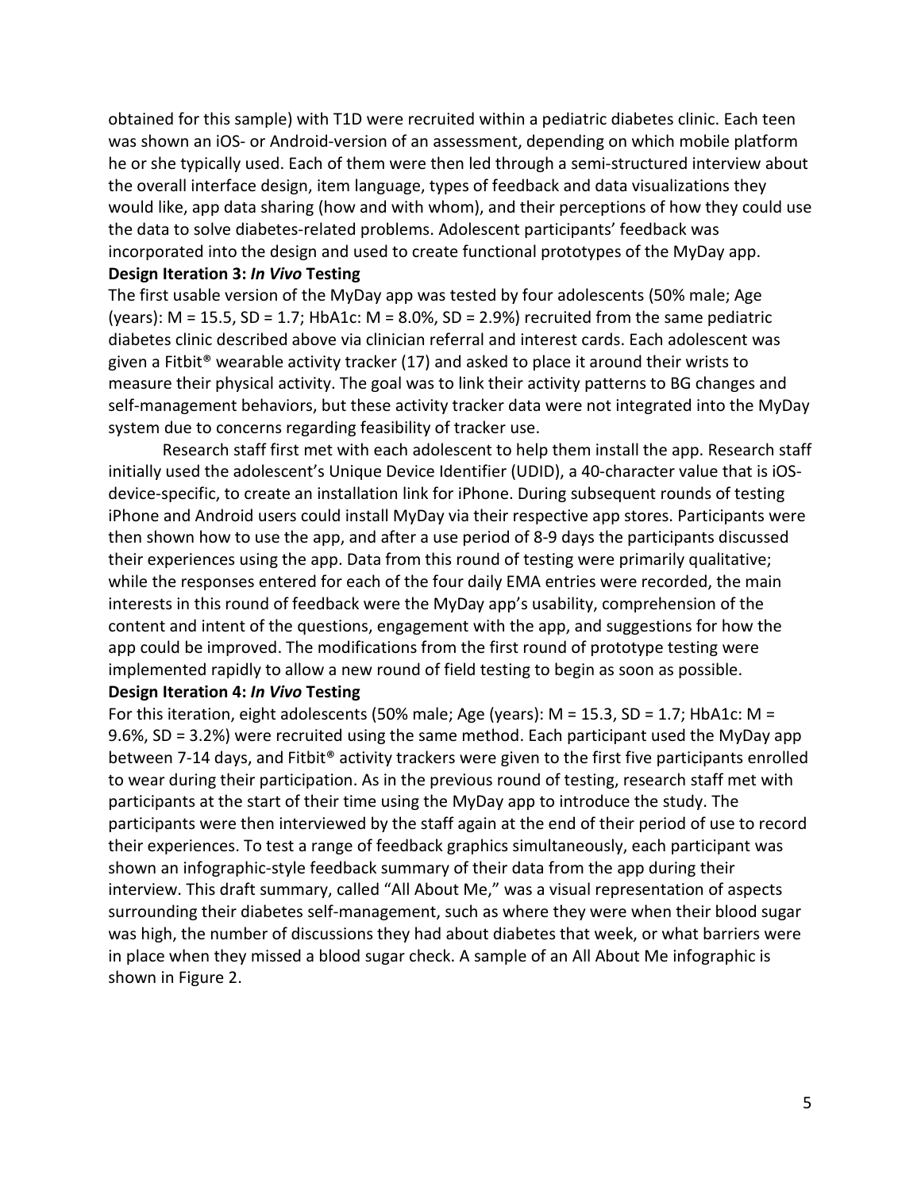obtained for this sample) with T1D were recruited within a pediatric diabetes clinic. Each teen was shown an iOS- or Android-version of an assessment, depending on which mobile platform he or she typically used. Each of them were then led through a semi-structured interview about the overall interface design, item language, types of feedback and data visualizations they would like, app data sharing (how and with whom), and their perceptions of how they could use the data to solve diabetes-related problems. Adolescent participants' feedback was incorporated into the design and used to create functional prototypes of the MyDay app.

**Design Iteration 3: *In Vivo* Testing**

The first usable version of the MyDay app was tested by four adolescents (50% male; Age (years): M = 15.5, SD = 1.7; HbA1c: M = 8.0%, SD = 2.9%) recruited from the same pediatric diabetes clinic described above via clinician referral and interest cards. Each adolescent was given a Fitbit® wearable activity tracker (17) and asked to place it around their wrists to measure their physical activity. The goal was to link their activity patterns to BG changes and self-management behaviors, but these activity tracker data were not integrated into the MyDay system due to concerns regarding feasibility of tracker use.

Research staff first met with each adolescent to help them install the app. Research staff initially used the adolescent's Unique Device Identifier (UDID), a 40-character value that is iOS-device-specific, to create an installation link for iPhone. During subsequent rounds of testing iPhone and Android users could install MyDay via their respective app stores. Participants were then shown how to use the app, and after a use period of 8-9 days the participants discussed their experiences using the app. Data from this round of testing were primarily qualitative; while the responses entered for each of the four daily EMA entries were recorded, the main interests in this round of feedback were the MyDay app's usability, comprehension of the content and intent of the questions, engagement with the app, and suggestions for how the app could be improved. The modifications from the first round of prototype testing were implemented rapidly to allow a new round of field testing to begin as soon as possible.

**Design Iteration 4: *In Vivo* Testing**

For this iteration, eight adolescents (50% male; Age (years): M = 15.3, SD = 1.7; HbA1c: M = 9.6%, SD = 3.2%) were recruited using the same method. Each participant used the MyDay app between 7-14 days, and Fitbit® activity trackers were given to the first five participants enrolled to wear during their participation. As in the previous round of testing, research staff met with participants at the start of their time using the MyDay app to introduce the study. The participants were then interviewed by the staff again at the end of their period of use to record their experiences. To test a range of feedback graphics simultaneously, each participant was shown an infographic-style feedback summary of their data from the app during their interview. This draft summary, called "All About Me," was a visual representation of aspects surrounding their diabetes self-management, such as where they were when their blood sugar was high, the number of discussions they had about diabetes that week, or what barriers were in place when they missed a blood sugar check. A sample of an All About Me infographic is shown in Figure 2.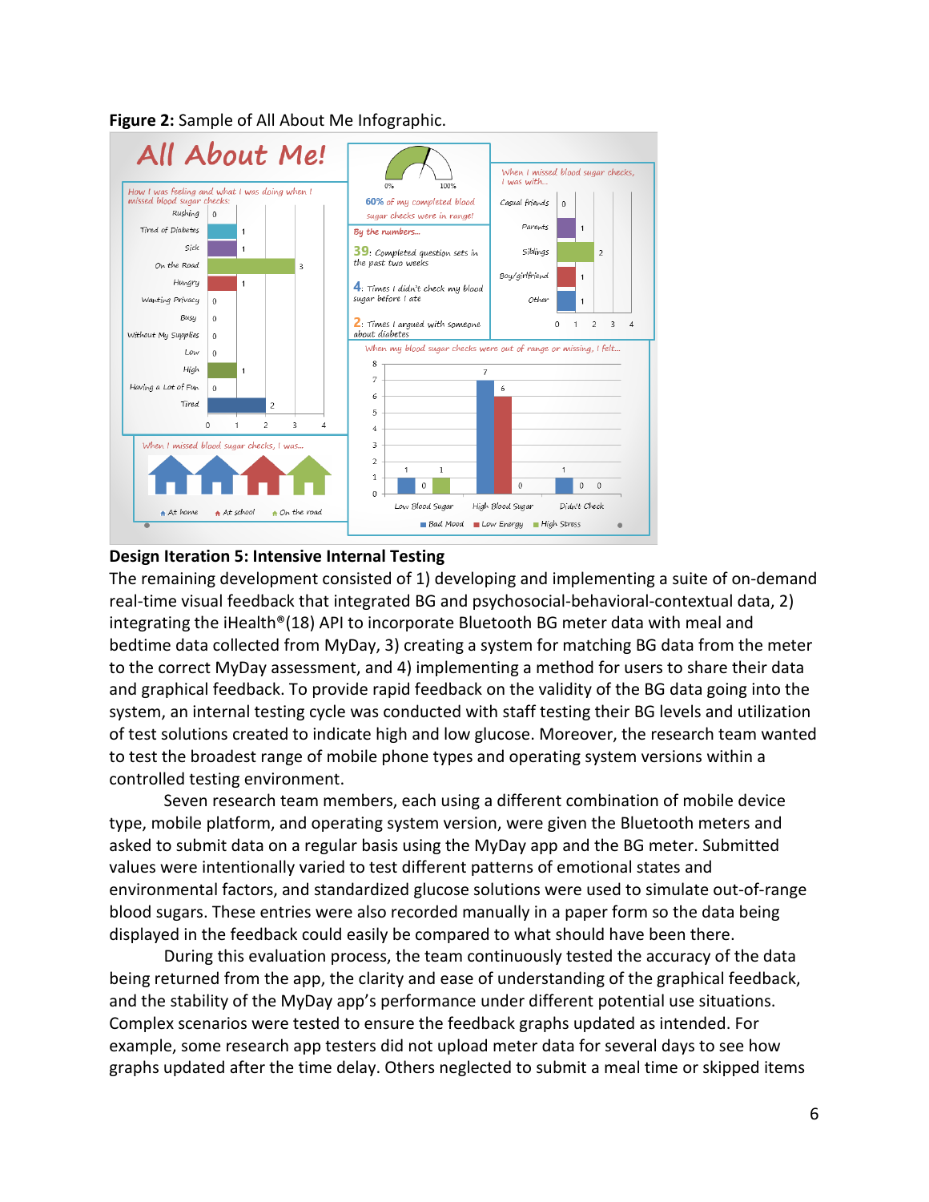**Figure 2:** Sample of All About Me Infographic.

All About Me!

How I was feeling and what I was doing when I missed blood sugar checks:

Rushing 0
Tired of Diabetes 1
Sick 1
On the Road 3
Hungry 1
Wanting Privacy 0
Busy 0
Without My Supplies 0
Low 0
High 1
Having a Lot of Fun 0
Tired 2

0 1 2 3 4

0% 100%

60% of my completed blood sugar checks were in range!

By the numbers...

39: Completed question sets in the past two weeks

4: Times I didn't check my blood sugar before I ate

2: Times I argued with someone about diabetes

When I missed blood sugar checks, I was with...

Casual friends 0
Parents 1
Siblings 2
Boy/girlfriend 1
Other 1

0 1 2 3 4

When my blood sugar checks were out of range or missing, I felt...

8 7 6 5 4 3 2 1 0

1 0 1 7 6 0 1 0 0

Low Blood Sugar High Blood Sugar Didn't Check

Bad Mood Low Energy High Stress

When I missed blood sugar checks, I was...

At home At school On the road

**Design Iteration 5: Intensive Internal Testing**

The remaining development consisted of 1) developing and implementing a suite of on-demand real-time visual feedback that integrated BG and psychosocial-behavioral-contextual data, 2) integrating the iHealth®(18) API to incorporate Bluetooth BG meter data with meal and bedtime data collected from MyDay, 3) creating a system for matching BG data from the meter to the correct MyDay assessment, and 4) implementing a method for users to share their data and graphical feedback. To provide rapid feedback on the validity of the BG data going into the system, an internal testing cycle was conducted with staff testing their BG levels and utilization of test solutions created to indicate high and low glucose. Moreover, the research team wanted to test the broadest range of mobile phone types and operating system versions within a controlled testing environment.

Seven research team members, each using a different combination of mobile device type, mobile platform, and operating system version, were given the Bluetooth meters and asked to submit data on a regular basis using the MyDay app and the BG meter. Submitted values were intentionally varied to test different patterns of emotional states and environmental factors, and standardized glucose solutions were used to simulate out-of-range blood sugars. These entries were also recorded manually in a paper form so the data being displayed in the feedback could easily be compared to what should have been there.

During this evaluation process, the team continuously tested the accuracy of the data being returned from the app, the clarity and ease of understanding of the graphical feedback, and the stability of the MyDay app's performance under different potential use situations. Complex scenarios were tested to ensure the feedback graphs updated as intended. For example, some research app testers did not upload meter data for several days to see how graphs updated after the time delay. Others neglected to submit a meal time or skipped items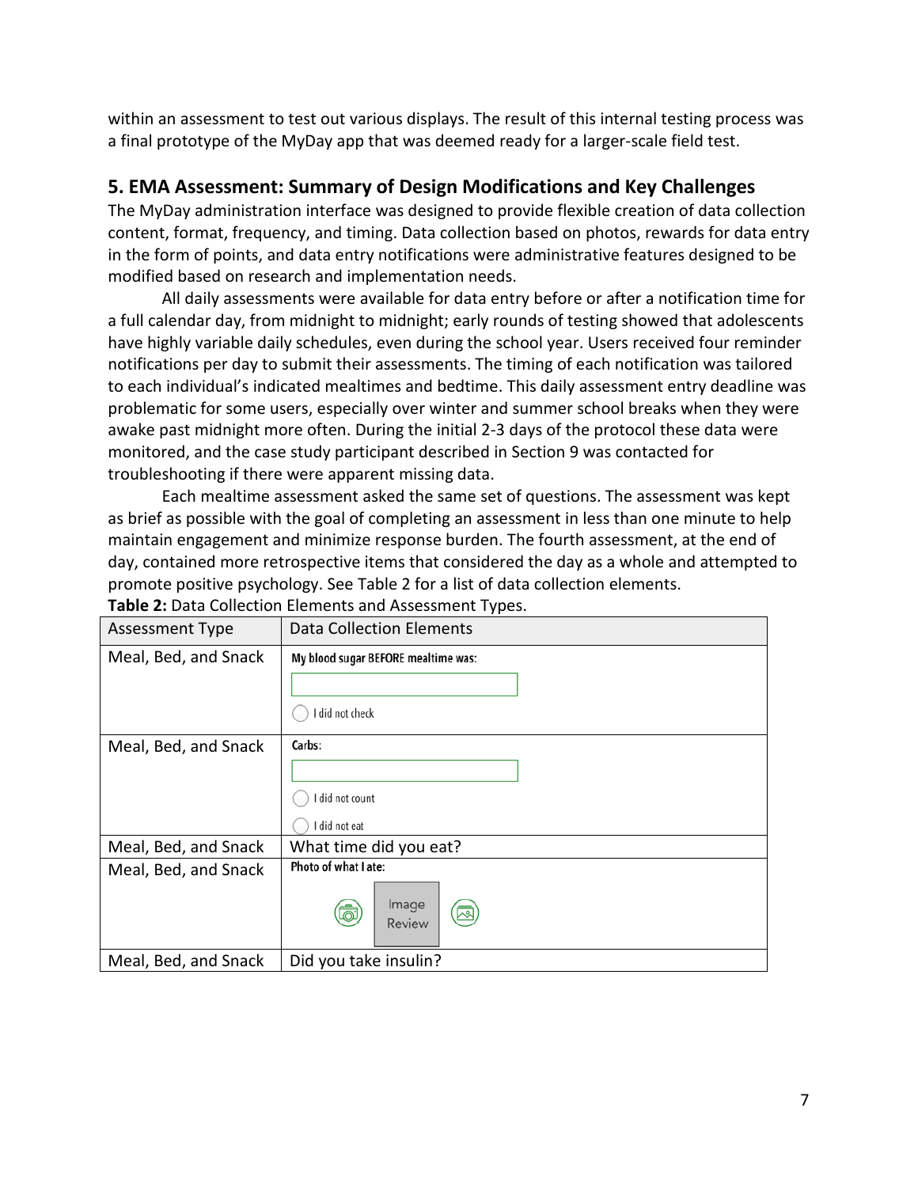within an assessment to test out various displays. The result of this internal testing process was a final prototype of the MyDay app that was deemed ready for a larger-scale field test.

## 5. EMA Assessment: Summary of Design Modifications and Key Challenges

The MyDay administration interface was designed to provide flexible creation of data collection content, format, frequency, and timing. Data collection based on photos, rewards for data entry in the form of points, and data entry notifications were administrative features designed to be modified based on research and implementation needs.

All daily assessments were available for data entry before or after a notification time for a full calendar day, from midnight to midnight; early rounds of testing showed that adolescents have highly variable daily schedules, even during the school year. Users received four reminder notifications per day to submit their assessments. The timing of each notification was tailored to each individual's indicated mealtimes and bedtime. This daily assessment entry deadline was problematic for some users, especially over winter and summer school breaks when they were awake past midnight more often. During the initial 2-3 days of the protocol these data were monitored, and the case study participant described in Section 9 was contacted for troubleshooting if there were apparent missing data.

Each mealtime assessment asked the same set of questions. The assessment was kept as brief as possible with the goal of completing an assessment in less than one minute to help maintain engagement and minimize response burden. The fourth assessment, at the end of day, contained more retrospective items that considered the day as a whole and attempted to promote positive psychology. See Table 2 for a list of data collection elements.

**Table 2:** Data Collection Elements and Assessment Types.

| Assessment Type | Data Collection Elements |
|---|---|
| Meal, Bed, and Snack | **My blood sugar BEFORE mealtime was:** [ ] ◯ I did not check |
| Meal, Bed, and Snack | **Carbs:** [ ] ◯ I did not count ◯ I did not eat |
| Meal, Bed, and Snack | What time did you eat? |
| Meal, Bed, and Snack | **Photo of what I ate:** Image Review |
| Meal, Bed, and Snack | Did you take insulin? |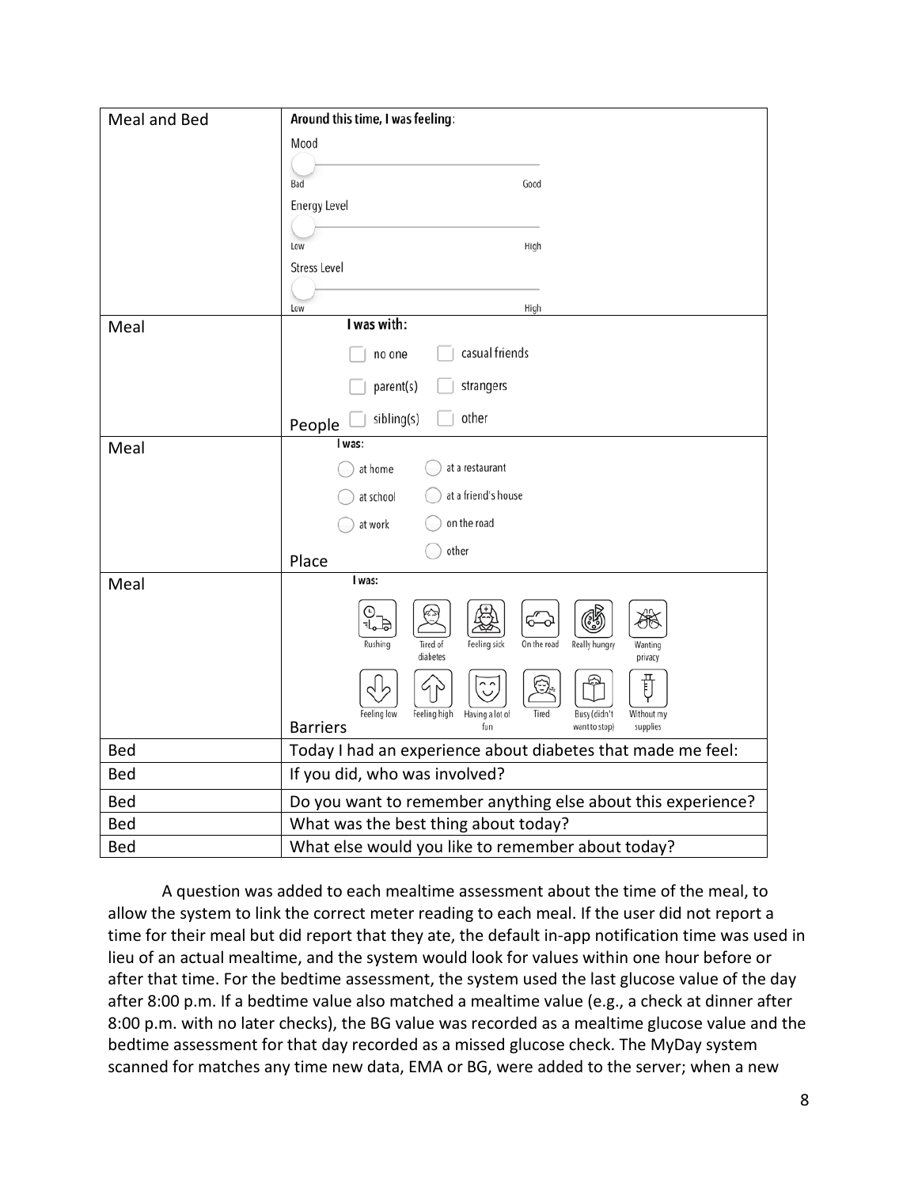| | |
|---|---|
| Meal and Bed | Around this time, I was feeling: Mood (Bad – Good); Energy Level (Low – High); Stress Level (Low – High) |
| Meal | People — I was with: no one; casual friends; parent(s); strangers; sibling(s); other |
| Meal | Place — I was: at home; at a restaurant; at school; at a friend's house; at work; on the road; other |
| Meal | Barriers — I was: Rushing; Tired of diabetes; Feeling sick; On the road; Really hungry; Wanting privacy; Feeling low; Feeling high; Having a lot of fun; Tired; Busy (didn't want to stop); Without my supplies |
| Bed | Today I had an experience about diabetes that made me feel: |
| Bed | If you did, who was involved? |
| Bed | Do you want to remember anything else about this experience? |
| Bed | What was the best thing about today? |
| Bed | What else would you like to remember about today? |

A question was added to each mealtime assessment about the time of the meal, to allow the system to link the correct meter reading to each meal. If the user did not report a time for their meal but did report that they ate, the default in-app notification time was used in lieu of an actual mealtime, and the system would look for values within one hour before or after that time. For the bedtime assessment, the system used the last glucose value of the day after 8:00 p.m. If a bedtime value also matched a mealtime value (e.g., a check at dinner after 8:00 p.m. with no later checks), the BG value was recorded as a mealtime glucose value and the bedtime assessment for that day recorded as a missed glucose check. The MyDay system scanned for matches any time new data, EMA or BG, were added to the server; when a new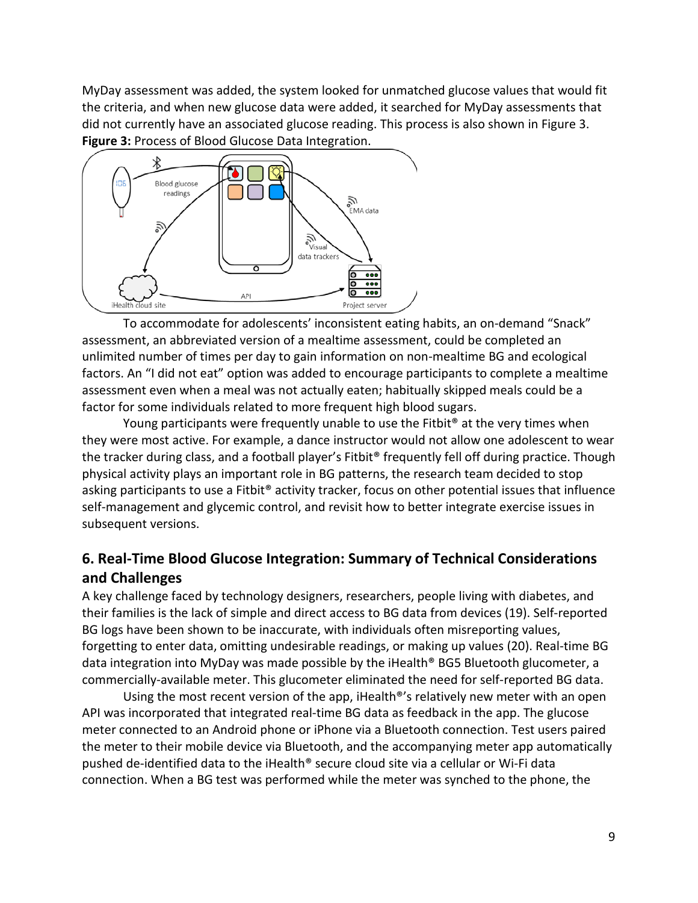MyDay assessment was added, the system looked for unmatched glucose values that would fit the criteria, and when new glucose data were added, it searched for MyDay assessments that did not currently have an associated glucose reading. This process is also shown in Figure 3.

**Figure 3:** Process of Blood Glucose Data Integration.

To accommodate for adolescents' inconsistent eating habits, an on-demand "Snack" assessment, an abbreviated version of a mealtime assessment, could be completed an unlimited number of times per day to gain information on non-mealtime BG and ecological factors. An "I did not eat" option was added to encourage participants to complete a mealtime assessment even when a meal was not actually eaten; habitually skipped meals could be a factor for some individuals related to more frequent high blood sugars.

Young participants were frequently unable to use the Fitbit® at the very times when they were most active. For example, a dance instructor would not allow one adolescent to wear the tracker during class, and a football player's Fitbit® frequently fell off during practice. Though physical activity plays an important role in BG patterns, the research team decided to stop asking participants to use a Fitbit® activity tracker, focus on other potential issues that influence self-management and glycemic control, and revisit how to better integrate exercise issues in subsequent versions.

## 6. Real-Time Blood Glucose Integration: Summary of Technical Considerations and Challenges

A key challenge faced by technology designers, researchers, people living with diabetes, and their families is the lack of simple and direct access to BG data from devices (19). Self-reported BG logs have been shown to be inaccurate, with individuals often misreporting values, forgetting to enter data, omitting undesirable readings, or making up values (20). Real-time BG data integration into MyDay was made possible by the iHealth® BG5 Bluetooth glucometer, a commercially-available meter. This glucometer eliminated the need for self-reported BG data.

Using the most recent version of the app, iHealth®'s relatively new meter with an open API was incorporated that integrated real-time BG data as feedback in the app. The glucose meter connected to an Android phone or iPhone via a Bluetooth connection. Test users paired the meter to their mobile device via Bluetooth, and the accompanying meter app automatically pushed de-identified data to the iHealth® secure cloud site via a cellular or Wi-Fi data connection. When a BG test was performed while the meter was synched to the phone, the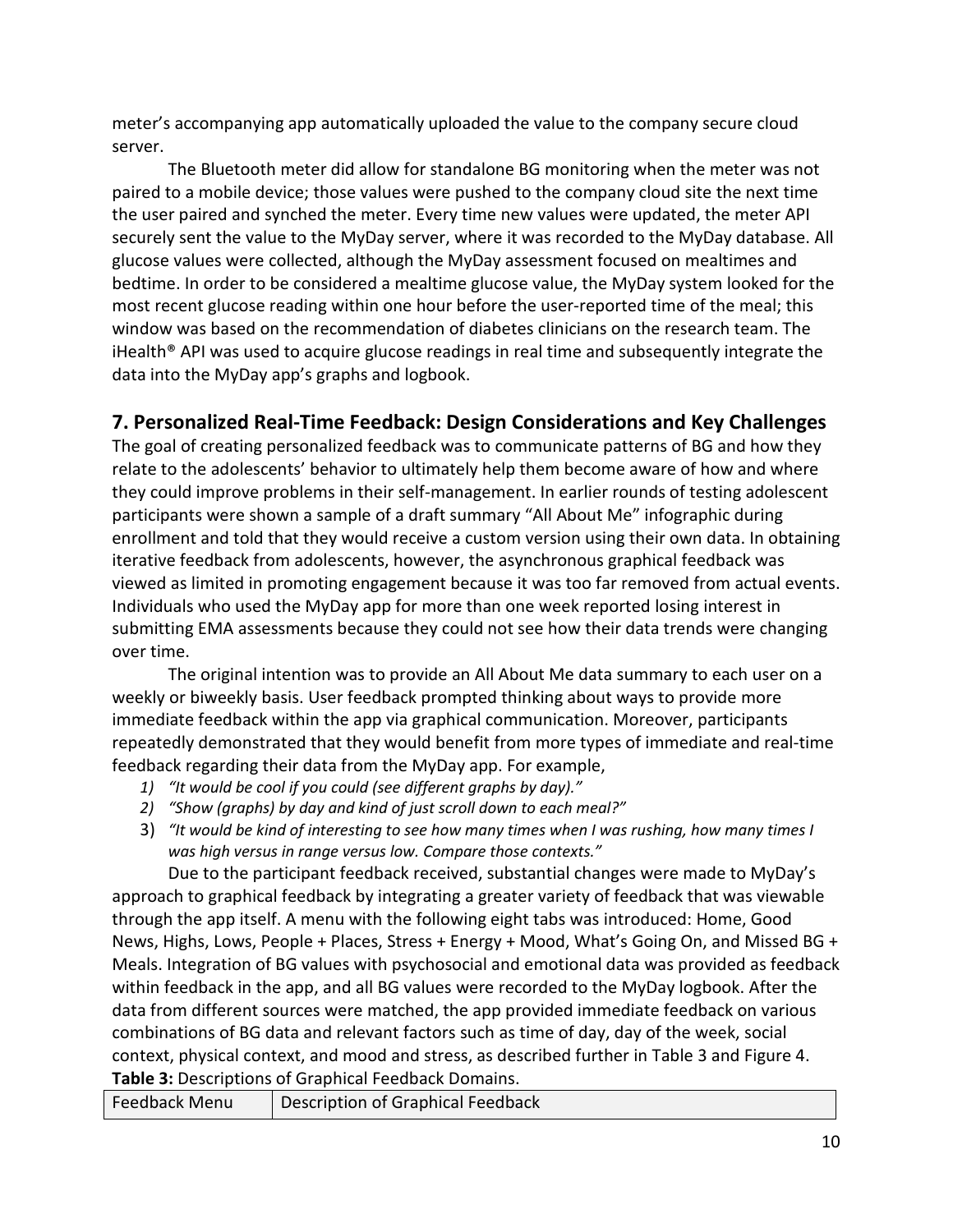meter's accompanying app automatically uploaded the value to the company secure cloud server.

The Bluetooth meter did allow for standalone BG monitoring when the meter was not paired to a mobile device; those values were pushed to the company cloud site the next time the user paired and synched the meter. Every time new values were updated, the meter API securely sent the value to the MyDay server, where it was recorded to the MyDay database. All glucose values were collected, although the MyDay assessment focused on mealtimes and bedtime. In order to be considered a mealtime glucose value, the MyDay system looked for the most recent glucose reading within one hour before the user-reported time of the meal; this window was based on the recommendation of diabetes clinicians on the research team. The iHealth® API was used to acquire glucose readings in real time and subsequently integrate the data into the MyDay app's graphs and logbook.

## 7. Personalized Real-Time Feedback: Design Considerations and Key Challenges

The goal of creating personalized feedback was to communicate patterns of BG and how they relate to the adolescents' behavior to ultimately help them become aware of how and where they could improve problems in their self-management. In earlier rounds of testing adolescent participants were shown a sample of a draft summary "All About Me" infographic during enrollment and told that they would receive a custom version using their own data. In obtaining iterative feedback from adolescents, however, the asynchronous graphical feedback was viewed as limited in promoting engagement because it was too far removed from actual events. Individuals who used the MyDay app for more than one week reported losing interest in submitting EMA assessments because they could not see how their data trends were changing over time.

The original intention was to provide an All About Me data summary to each user on a weekly or biweekly basis. User feedback prompted thinking about ways to provide more immediate feedback within the app via graphical communication. Moreover, participants repeatedly demonstrated that they would benefit from more types of immediate and real-time feedback regarding their data from the MyDay app. For example,

1) *"It would be cool if you could (see different graphs by day)."*
2) *"Show (graphs) by day and kind of just scroll down to each meal?"*
3) *"It would be kind of interesting to see how many times when I was rushing, how many times I was high versus in range versus low. Compare those contexts."*

Due to the participant feedback received, substantial changes were made to MyDay's approach to graphical feedback by integrating a greater variety of feedback that was viewable through the app itself. A menu with the following eight tabs was introduced: Home, Good News, Highs, Lows, People + Places, Stress + Energy + Mood, What's Going On, and Missed BG + Meals. Integration of BG values with psychosocial and emotional data was provided as feedback within feedback in the app, and all BG values were recorded to the MyDay logbook. After the data from different sources were matched, the app provided immediate feedback on various combinations of BG data and relevant factors such as time of day, day of the week, social context, physical context, and mood and stress, as described further in Table 3 and Figure 4.

**Table 3:** Descriptions of Graphical Feedback Domains.

| Feedback Menu | Description of Graphical Feedback |
|---|---|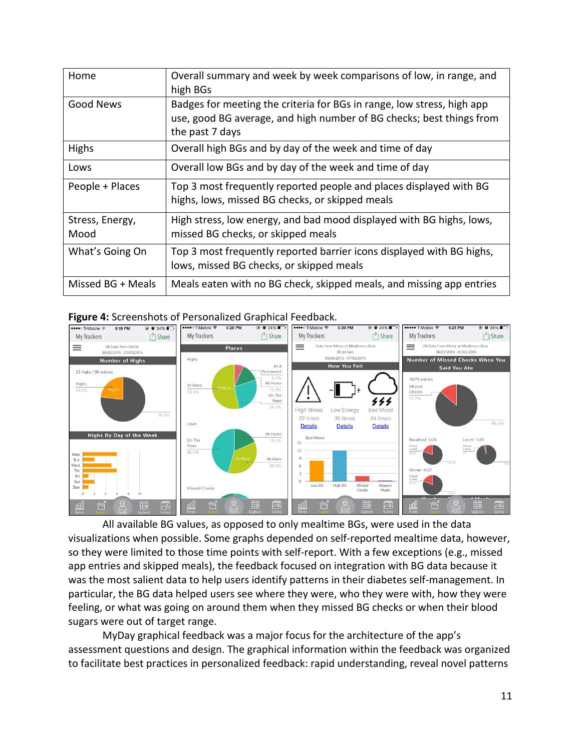| | |
|---|---|
| Home | Overall summary and week by week comparisons of low, in range, and high BGs |
| Good News | Badges for meeting the criteria for BGs in range, low stress, high app use, good BG average, and high number of BG checks; best things from the past 7 days |
| Highs | Overall high BGs and by day of the week and time of day |
| Lows | Overall low BGs and by day of the week and time of day |
| People + Places | Top 3 most frequently reported people and places displayed with BG highs, lows, missed BG checks, or skipped meals |
| Stress, Energy, Mood | High stress, low energy, and bad mood displayed with BG highs, lows, missed BG checks, or skipped meals |
| What's Going On | Top 3 most frequently reported barrier icons displayed with BG highs, lows, missed BG checks, or skipped meals |
| Missed BG + Meals | Meals eaten with no BG check, skipped meals, and missing app entries |

**Figure 4:** Screenshots of Personalized Graphical Feedback.

My Trackers
Share
All Data from Meter
06/02/2015 - 07/02/2015
Number of Highs
23 highs / 98 entries
Highs
23.5%
76.5%
Highs By Day of the Week
Mon
Tue
Wed
Thr
Fri
Sat
Sun
0 2 4 6 8 10

My Trackers
Share
Places
Highs
At A Restaurant
6.7%
At Home
13.3%
On The Road
26.7%
At Work
53.3%
Lows
At Home
18.2%
On The Road
45.5%
At Work
36.4%
Missed Checks

My Trackers
Share
Data from Meter at Mealtimes Only
89 entries
06/02/2015 - 07/02/2015
How You Felt
High Stress
22 times
Details
Low Energy
35 times
Details
Bad Mood
24 times
Details
Bad Mood
15
12
9
6
3
0
Low BG
High BG
Missed Checks
Skipped Meals

My Trackers
Share
All Data from Meter at Mealtimes Only
06/02/2015 - 07/02/2015
Number of Missed Checks When You Said You Ate
10/73 entries
Missed Checks
13.7%
86.3%
Breakfast: 5/26
Lunch: 1/25
Dinner: 4/22

Points Trackers Profile Logbook Gallery

All available BG values, as opposed to only mealtime BGs, were used in the data visualizations when possible. Some graphs depended on self-reported mealtime data, however, so they were limited to those time points with self-report. With a few exceptions (e.g., missed app entries and skipped meals), the feedback focused on integration with BG data because it was the most salient data to help users identify patterns in their diabetes self-management. In particular, the BG data helped users see where they were, who they were with, how they were feeling, or what was going on around them when they missed BG checks or when their blood sugars were out of target range.

MyDay graphical feedback was a major focus for the architecture of the app's assessment questions and design. The graphical information within the feedback was organized to facilitate best practices in personalized feedback: rapid understanding, reveal novel patterns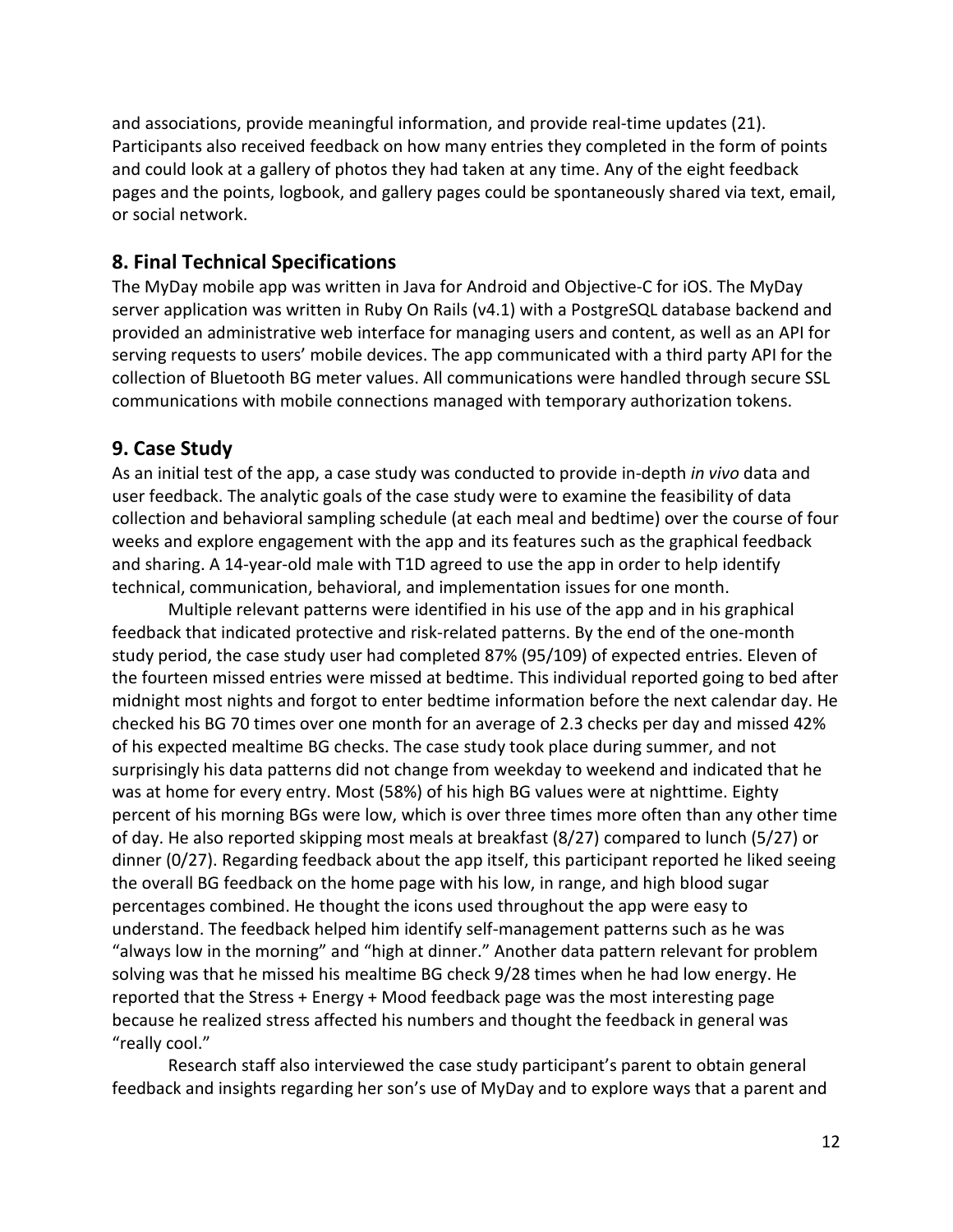and associations, provide meaningful information, and provide real-time updates (21). Participants also received feedback on how many entries they completed in the form of points and could look at a gallery of photos they had taken at any time. Any of the eight feedback pages and the points, logbook, and gallery pages could be spontaneously shared via text, email, or social network.

## 8. Final Technical Specifications

The MyDay mobile app was written in Java for Android and Objective-C for iOS. The MyDay server application was written in Ruby On Rails (v4.1) with a PostgreSQL database backend and provided an administrative web interface for managing users and content, as well as an API for serving requests to users' mobile devices. The app communicated with a third party API for the collection of Bluetooth BG meter values. All communications were handled through secure SSL communications with mobile connections managed with temporary authorization tokens.

## 9. Case Study

As an initial test of the app, a case study was conducted to provide in-depth *in vivo* data and user feedback. The analytic goals of the case study were to examine the feasibility of data collection and behavioral sampling schedule (at each meal and bedtime) over the course of four weeks and explore engagement with the app and its features such as the graphical feedback and sharing. A 14-year-old male with T1D agreed to use the app in order to help identify technical, communication, behavioral, and implementation issues for one month.

Multiple relevant patterns were identified in his use of the app and in his graphical feedback that indicated protective and risk-related patterns. By the end of the one-month study period, the case study user had completed 87% (95/109) of expected entries. Eleven of the fourteen missed entries were missed at bedtime. This individual reported going to bed after midnight most nights and forgot to enter bedtime information before the next calendar day. He checked his BG 70 times over one month for an average of 2.3 checks per day and missed 42% of his expected mealtime BG checks. The case study took place during summer, and not surprisingly his data patterns did not change from weekday to weekend and indicated that he was at home for every entry. Most (58%) of his high BG values were at nighttime. Eighty percent of his morning BGs were low, which is over three times more often than any other time of day. He also reported skipping most meals at breakfast (8/27) compared to lunch (5/27) or dinner (0/27). Regarding feedback about the app itself, this participant reported he liked seeing the overall BG feedback on the home page with his low, in range, and high blood sugar percentages combined. He thought the icons used throughout the app were easy to understand. The feedback helped him identify self-management patterns such as he was "always low in the morning" and "high at dinner." Another data pattern relevant for problem solving was that he missed his mealtime BG check 9/28 times when he had low energy. He reported that the Stress + Energy + Mood feedback page was the most interesting page because he realized stress affected his numbers and thought the feedback in general was "really cool."

Research staff also interviewed the case study participant's parent to obtain general feedback and insights regarding her son's use of MyDay and to explore ways that a parent and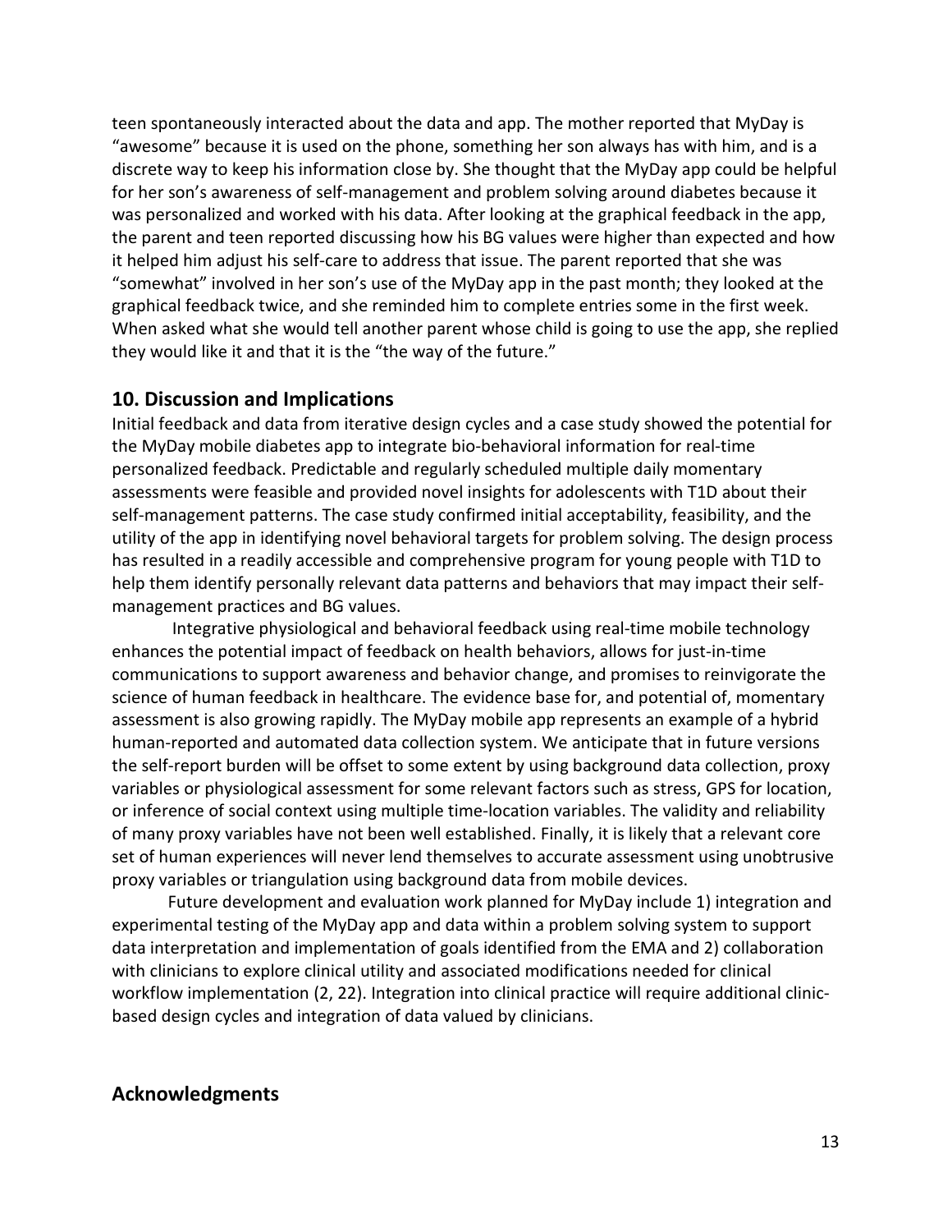teen spontaneously interacted about the data and app. The mother reported that MyDay is "awesome" because it is used on the phone, something her son always has with him, and is a discrete way to keep his information close by. She thought that the MyDay app could be helpful for her son's awareness of self-management and problem solving around diabetes because it was personalized and worked with his data. After looking at the graphical feedback in the app, the parent and teen reported discussing how his BG values were higher than expected and how it helped him adjust his self-care to address that issue. The parent reported that she was "somewhat" involved in her son's use of the MyDay app in the past month; they looked at the graphical feedback twice, and she reminded him to complete entries some in the first week. When asked what she would tell another parent whose child is going to use the app, she replied they would like it and that it is the "the way of the future."

## 10. Discussion and Implications

Initial feedback and data from iterative design cycles and a case study showed the potential for the MyDay mobile diabetes app to integrate bio-behavioral information for real-time personalized feedback. Predictable and regularly scheduled multiple daily momentary assessments were feasible and provided novel insights for adolescents with T1D about their self-management patterns. The case study confirmed initial acceptability, feasibility, and the utility of the app in identifying novel behavioral targets for problem solving. The design process has resulted in a readily accessible and comprehensive program for young people with T1D to help them identify personally relevant data patterns and behaviors that may impact their self-management practices and BG values.

Integrative physiological and behavioral feedback using real-time mobile technology enhances the potential impact of feedback on health behaviors, allows for just-in-time communications to support awareness and behavior change, and promises to reinvigorate the science of human feedback in healthcare. The evidence base for, and potential of, momentary assessment is also growing rapidly. The MyDay mobile app represents an example of a hybrid human-reported and automated data collection system. We anticipate that in future versions the self-report burden will be offset to some extent by using background data collection, proxy variables or physiological assessment for some relevant factors such as stress, GPS for location, or inference of social context using multiple time-location variables. The validity and reliability of many proxy variables have not been well established. Finally, it is likely that a relevant core set of human experiences will never lend themselves to accurate assessment using unobtrusive proxy variables or triangulation using background data from mobile devices.

Future development and evaluation work planned for MyDay include 1) integration and experimental testing of the MyDay app and data within a problem solving system to support data interpretation and implementation of goals identified from the EMA and 2) collaboration with clinicians to explore clinical utility and associated modifications needed for clinical workflow implementation (2, 22). Integration into clinical practice will require additional clinic-based design cycles and integration of data valued by clinicians.

## Acknowledgments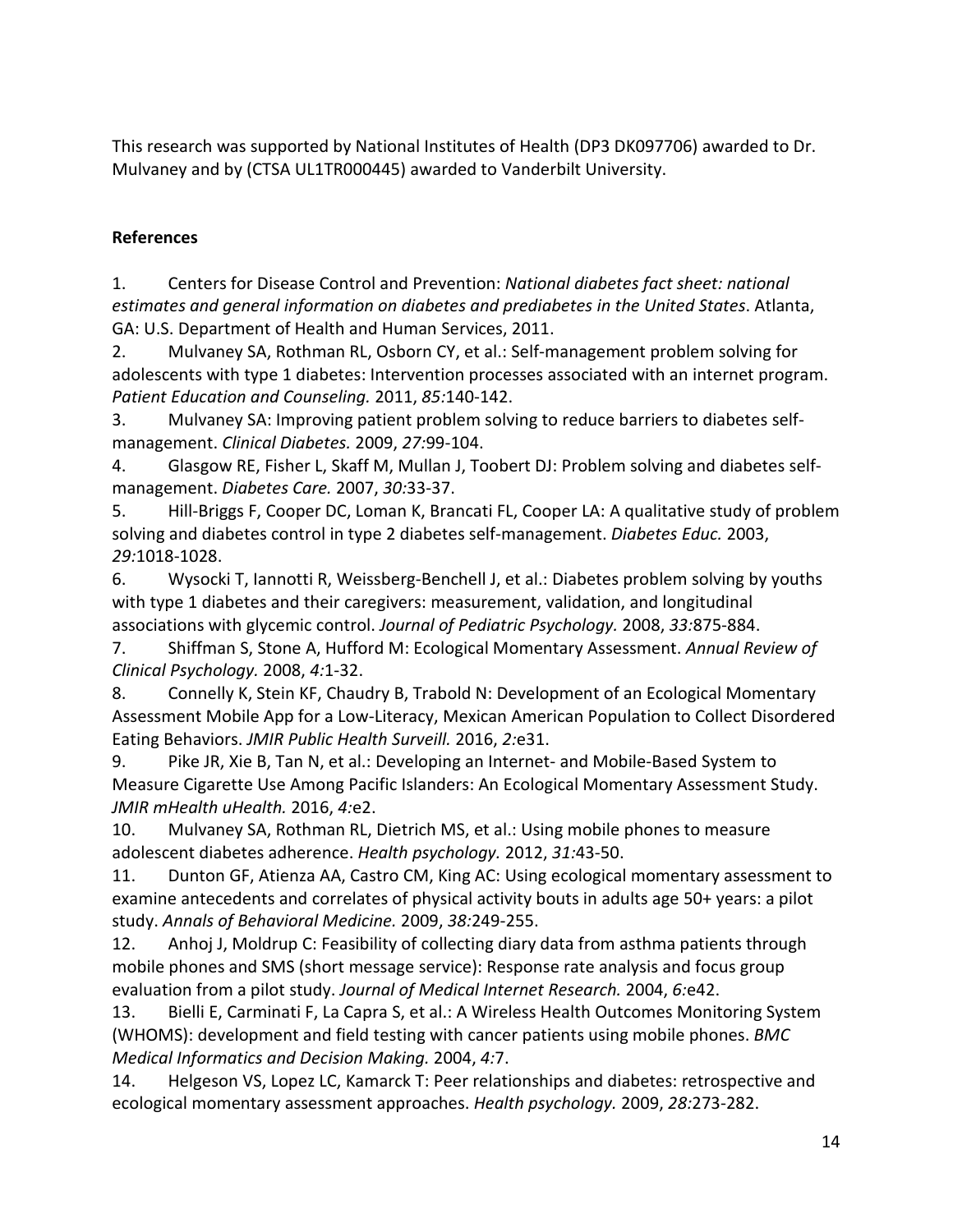This research was supported by National Institutes of Health (DP3 DK097706) awarded to Dr. Mulvaney and by (CTSA UL1TR000445) awarded to Vanderbilt University.

**References**

1. Centers for Disease Control and Prevention: *National diabetes fact sheet: national estimates and general information on diabetes and prediabetes in the United States*. Atlanta, GA: U.S. Department of Health and Human Services, 2011.
2. Mulvaney SA, Rothman RL, Osborn CY, et al.: Self-management problem solving for adolescents with type 1 diabetes: Intervention processes associated with an internet program. *Patient Education and Counseling.* 2011, *85:*140-142.
3. Mulvaney SA: Improving patient problem solving to reduce barriers to diabetes self-management. *Clinical Diabetes.* 2009, *27:*99-104.
4. Glasgow RE, Fisher L, Skaff M, Mullan J, Toobert DJ: Problem solving and diabetes self-management. *Diabetes Care.* 2007, *30:*33-37.
5. Hill-Briggs F, Cooper DC, Loman K, Brancati FL, Cooper LA: A qualitative study of problem solving and diabetes control in type 2 diabetes self-management. *Diabetes Educ.* 2003, *29:*1018-1028.
6. Wysocki T, Iannotti R, Weissberg-Benchell J, et al.: Diabetes problem solving by youths with type 1 diabetes and their caregivers: measurement, validation, and longitudinal associations with glycemic control. *Journal of Pediatric Psychology.* 2008, *33:*875-884.
7. Shiffman S, Stone A, Hufford M: Ecological Momentary Assessment. *Annual Review of Clinical Psychology.* 2008, *4:*1-32.
8. Connelly K, Stein KF, Chaudry B, Trabold N: Development of an Ecological Momentary Assessment Mobile App for a Low-Literacy, Mexican American Population to Collect Disordered Eating Behaviors. *JMIR Public Health Surveill.* 2016, *2:*e31.
9. Pike JR, Xie B, Tan N, et al.: Developing an Internet- and Mobile-Based System to Measure Cigarette Use Among Pacific Islanders: An Ecological Momentary Assessment Study. *JMIR mHealth uHealth.* 2016, *4:*e2.
10. Mulvaney SA, Rothman RL, Dietrich MS, et al.: Using mobile phones to measure adolescent diabetes adherence. *Health psychology.* 2012, *31:*43-50.
11. Dunton GF, Atienza AA, Castro CM, King AC: Using ecological momentary assessment to examine antecedents and correlates of physical activity bouts in adults age 50+ years: a pilot study. *Annals of Behavioral Medicine.* 2009, *38:*249-255.
12. Anhoj J, Moldrup C: Feasibility of collecting diary data from asthma patients through mobile phones and SMS (short message service): Response rate analysis and focus group evaluation from a pilot study. *Journal of Medical Internet Research.* 2004, *6:*e42.
13. Bielli E, Carminati F, La Capra S, et al.: A Wireless Health Outcomes Monitoring System (WHOMS): development and field testing with cancer patients using mobile phones. *BMC Medical Informatics and Decision Making.* 2004, *4:*7.
14. Helgeson VS, Lopez LC, Kamarck T: Peer relationships and diabetes: retrospective and ecological momentary assessment approaches. *Health psychology.* 2009, *28:*273-282.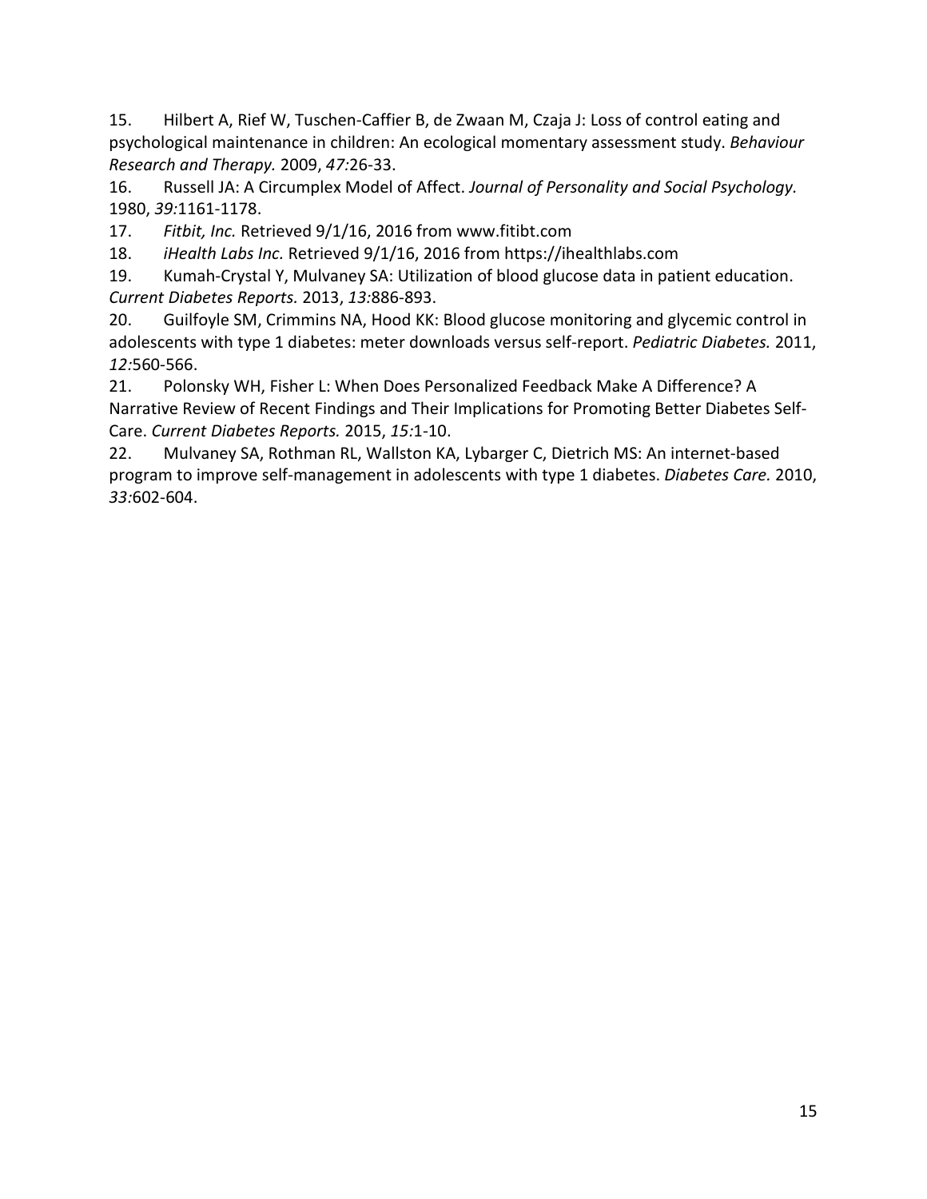15. Hilbert A, Rief W, Tuschen-Caffier B, de Zwaan M, Czaja J: Loss of control eating and psychological maintenance in children: An ecological momentary assessment study. *Behaviour Research and Therapy.* 2009, *47:*26-33.

16. Russell JA: A Circumplex Model of Affect. *Journal of Personality and Social Psychology.* 1980, *39:*1161-1178.

17. *Fitbit, Inc.* Retrieved 9/1/16, 2016 from www.fitibt.com

18. *iHealth Labs Inc.* Retrieved 9/1/16, 2016 from https://ihealthlabs.com

19. Kumah-Crystal Y, Mulvaney SA: Utilization of blood glucose data in patient education. *Current Diabetes Reports.* 2013, *13:*886-893.

20. Guilfoyle SM, Crimmins NA, Hood KK: Blood glucose monitoring and glycemic control in adolescents with type 1 diabetes: meter downloads versus self-report. *Pediatric Diabetes.* 2011, *12:*560-566.

21. Polonsky WH, Fisher L: When Does Personalized Feedback Make A Difference? A Narrative Review of Recent Findings and Their Implications for Promoting Better Diabetes Self-Care. *Current Diabetes Reports.* 2015, *15:*1-10.

22. Mulvaney SA, Rothman RL, Wallston KA, Lybarger C, Dietrich MS: An internet-based program to improve self-management in adolescents with type 1 diabetes. *Diabetes Care.* 2010, *33:*602-604.